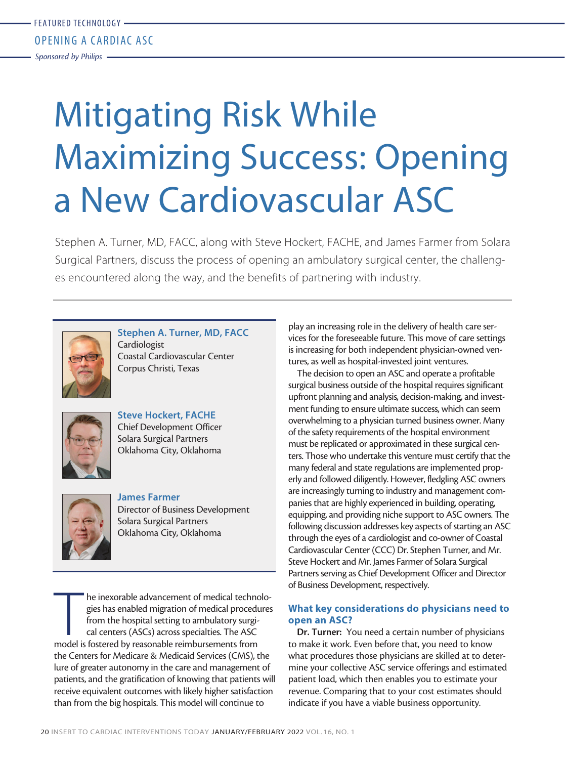FEATURED TECHNOLOGY

OPENING A CARDIAC ASC

*Sponsored by Philips*

# Mitigating Risk While Maximizing Success: Opening a New Cardiovascular ASC

Stephen A. Turner, MD, FACC, along with Steve Hockert, FACHE, and James Farmer from Solara Surgical Partners, discuss the process of opening an ambulatory surgical center, the challenges encountered along the way, and the benefits of partnering with industry.

**Stephen A. Turner, MD, FACC**
Cardiologist
Coastal Cardiovascular Center
Corpus Christi, Texas

**Steve Hockert, FACHE**
Chief Development Officer
Solara Surgical Partners
Oklahoma City, Oklahoma

**James Farmer**
Director of Business Development
Solara Surgical Partners
Oklahoma City, Oklahoma

The inexorable advancement of medical technologies has enabled migration of medical procedures from the hospital setting to ambulatory surgical centers (ASCs) across specialties. The ASC model is fostered by reasonable reimbursements from the Centers for Medicare & Medicaid Services (CMS), the lure of greater autonomy in the care and management of patients, and the gratification of knowing that patients will receive equivalent outcomes with likely higher satisfaction than from the big hospitals. This model will continue to play an increasing role in the delivery of health care services for the foreseeable future. This move of care settings is increasing for both independent physician-owned ventures, as well as hospital-invested joint ventures.

The decision to open an ASC and operate a profitable surgical business outside of the hospital requires significant upfront planning and analysis, decision-making, and investment funding to ensure ultimate success, which can seem overwhelming to a physician turned business owner. Many of the safety requirements of the hospital environment must be replicated or approximated in these surgical centers. Those who undertake this venture must certify that the many federal and state regulations are implemented properly and followed diligently. However, fledgling ASC owners are increasingly turning to industry and management companies that are highly experienced in building, operating, equipping, and providing niche support to ASC owners. The following discussion addresses key aspects of starting an ASC through the eyes of a cardiologist and co-owner of Coastal Cardiovascular Center (CCC) Dr. Stephen Turner, and Mr. Steve Hockert and Mr. James Farmer of Solara Surgical Partners serving as Chief Development Officer and Director of Business Development, respectively.

### What key considerations do physicians need to open an ASC?

**Dr. Turner:** You need a certain number of physicians to make it work. Even before that, you need to know what procedures those physicians are skilled at to determine your collective ASC service offerings and estimated patient load, which then enables you to estimate your revenue. Comparing that to your cost estimates should indicate if you have a viable business opportunity.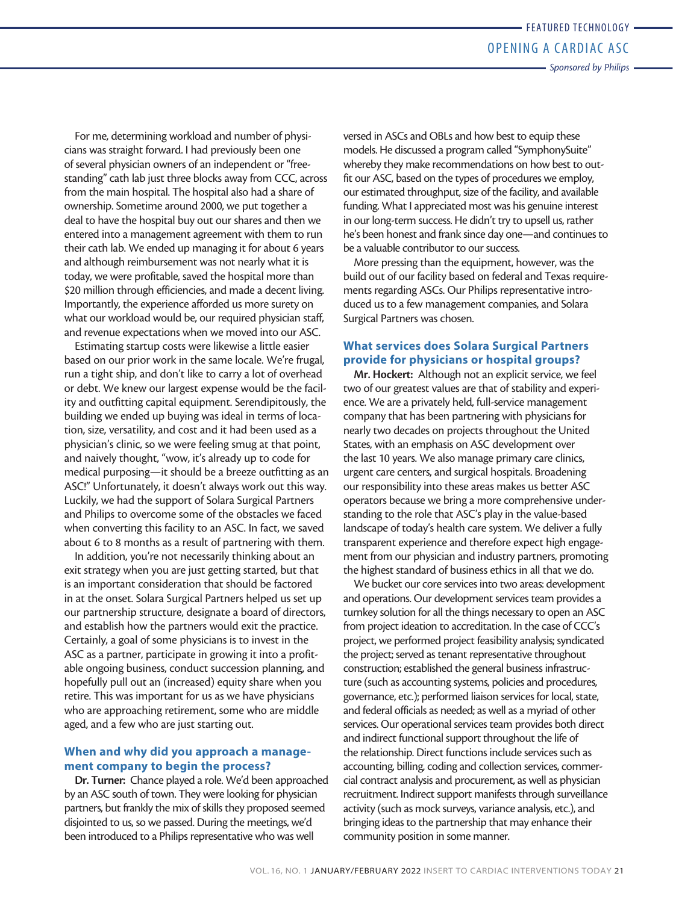For me, determining workload and number of physicians was straight forward. I had previously been one of several physician owners of an independent or "freestanding" cath lab just three blocks away from CCC, across from the main hospital. The hospital also had a share of ownership. Sometime around 2000, we put together a deal to have the hospital buy out our shares and then we entered into a management agreement with them to run their cath lab. We ended up managing it for about 6 years and although reimbursement was not nearly what it is today, we were profitable, saved the hospital more than $20 million through efficiencies, and made a decent living. Importantly, the experience afforded us more surety on what our workload would be, our required physician staff, and revenue expectations when we moved into our ASC.

Estimating startup costs were likewise a little easier based on our prior work in the same locale. We're frugal, run a tight ship, and don't like to carry a lot of overhead or debt. We knew our largest expense would be the facility and outfitting capital equipment. Serendipitously, the building we ended up buying was ideal in terms of location, size, versatility, and cost and it had been used as a physician's clinic, so we were feeling smug at that point, and naively thought, "wow, it's already up to code for medical purposing—it should be a breeze outfitting as an ASC!" Unfortunately, it doesn't always work out this way. Luckily, we had the support of Solara Surgical Partners and Philips to overcome some of the obstacles we faced when converting this facility to an ASC. In fact, we saved about 6 to 8 months as a result of partnering with them.

In addition, you're not necessarily thinking about an exit strategy when you are just getting started, but that is an important consideration that should be factored in at the onset. Solara Surgical Partners helped us set up our partnership structure, designate a board of directors, and establish how the partners would exit the practice. Certainly, a goal of some physicians is to invest in the ASC as a partner, participate in growing it into a profitable ongoing business, conduct succession planning, and hopefully pull out an (increased) equity share when you retire. This was important for us as we have physicians who are approaching retirement, some who are middle aged, and a few who are just starting out.

### When and why did you approach a management company to begin the process?

**Dr. Turner:** Chance played a role. We'd been approached by an ASC south of town. They were looking for physician partners, but frankly the mix of skills they proposed seemed disjointed to us, so we passed. During the meetings, we'd been introduced to a Philips representative who was well versed in ASCs and OBLs and how best to equip these models. He discussed a program called "SymphonySuite" whereby they make recommendations on how best to outfit our ASC, based on the types of procedures we employ, our estimated throughput, size of the facility, and available funding. What I appreciated most was his genuine interest in our long-term success. He didn't try to upsell us, rather he's been honest and frank since day one—and continues to be a valuable contributor to our success.

More pressing than the equipment, however, was the build out of our facility based on federal and Texas requirements regarding ASCs. Our Philips representative introduced us to a few management companies, and Solara Surgical Partners was chosen.

### What services does Solara Surgical Partners provide for physicians or hospital groups?

**Mr. Hockert:** Although not an explicit service, we feel two of our greatest values are that of stability and experience. We are a privately held, full-service management company that has been partnering with physicians for nearly two decades on projects throughout the United States, with an emphasis on ASC development over the last 10 years. We also manage primary care clinics, urgent care centers, and surgical hospitals. Broadening our responsibility into these areas makes us better ASC operators because we bring a more comprehensive understanding to the role that ASC's play in the value-based landscape of today's health care system. We deliver a fully transparent experience and therefore expect high engagement from our physician and industry partners, promoting the highest standard of business ethics in all that we do.

We bucket our core services into two areas: development and operations. Our development services team provides a turnkey solution for all the things necessary to open an ASC from project ideation to accreditation. In the case of CCC's project, we performed project feasibility analysis; syndicated the project; served as tenant representative throughout construction; established the general business infrastructure (such as accounting systems, policies and procedures, governance, etc.); performed liaison services for local, state, and federal officials as needed; as well as a myriad of other services. Our operational services team provides both direct and indirect functional support throughout the life of the relationship. Direct functions include services such as accounting, billing, coding and collection services, commercial contract analysis and procurement, as well as physician recruitment. Indirect support manifests through surveillance activity (such as mock surveys, variance analysis, etc.), and bringing ideas to the partnership that may enhance their community position in some manner.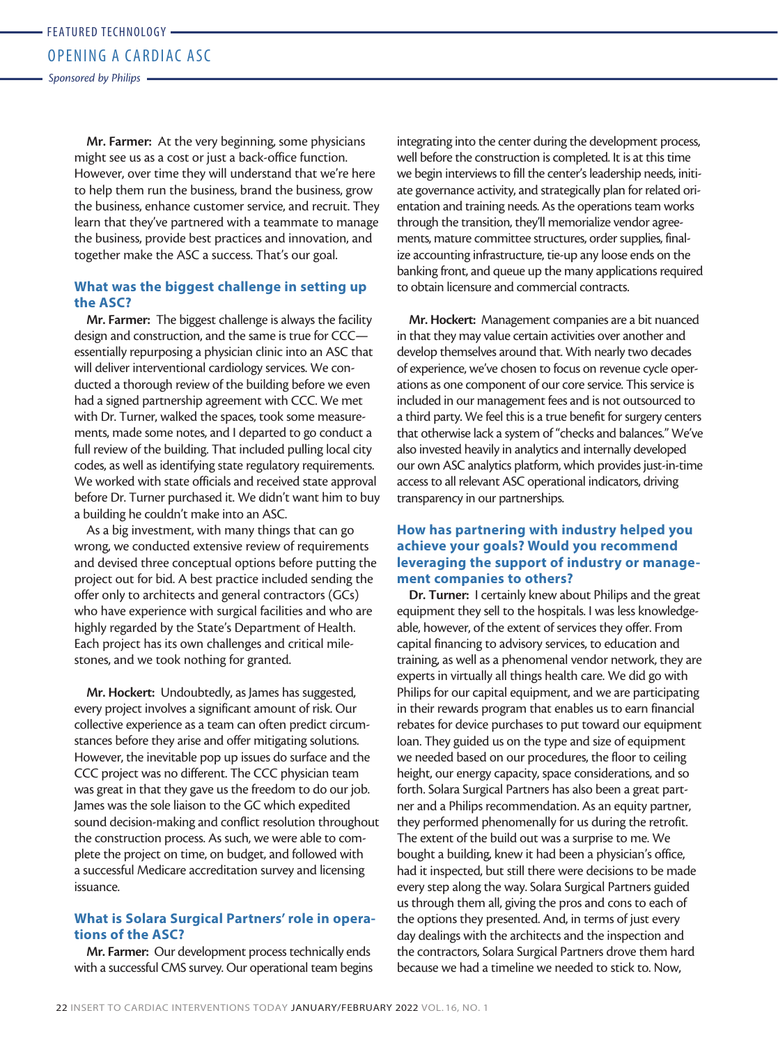**Mr. Farmer:** At the very beginning, some physicians might see us as a cost or just a back-office function. However, over time they will understand that we're here to help them run the business, brand the business, grow the business, enhance customer service, and recruit. They learn that they've partnered with a teammate to manage the business, provide best practices and innovation, and together make the ASC a success. That's our goal.

### What was the biggest challenge in setting up the ASC?

**Mr. Farmer:** The biggest challenge is always the facility design and construction, and the same is true for CCC—essentially repurposing a physician clinic into an ASC that will deliver interventional cardiology services. We conducted a thorough review of the building before we even had a signed partnership agreement with CCC. We met with Dr. Turner, walked the spaces, took some measurements, made some notes, and I departed to go conduct a full review of the building. That included pulling local city codes, as well as identifying state regulatory requirements. We worked with state officials and received state approval before Dr. Turner purchased it. We didn't want him to buy a building he couldn't make into an ASC.

As a big investment, with many things that can go wrong, we conducted extensive review of requirements and devised three conceptual options before putting the project out for bid. A best practice included sending the offer only to architects and general contractors (GCs) who have experience with surgical facilities and who are highly regarded by the State's Department of Health. Each project has its own challenges and critical milestones, and we took nothing for granted.

**Mr. Hockert:** Undoubtedly, as James has suggested, every project involves a significant amount of risk. Our collective experience as a team can often predict circumstances before they arise and offer mitigating solutions. However, the inevitable pop up issues do surface and the CCC project was no different. The CCC physician team was great in that they gave us the freedom to do our job. James was the sole liaison to the GC which expedited sound decision-making and conflict resolution throughout the construction process. As such, we were able to complete the project on time, on budget, and followed with a successful Medicare accreditation survey and licensing issuance.

### What is Solara Surgical Partners' role in operations of the ASC?

**Mr. Farmer:** Our development process technically ends with a successful CMS survey. Our operational team begins integrating into the center during the development process, well before the construction is completed. It is at this time we begin interviews to fill the center's leadership needs, initiate governance activity, and strategically plan for related orientation and training needs. As the operations team works through the transition, they'll memorialize vendor agreements, mature committee structures, order supplies, finalize accounting infrastructure, tie-up any loose ends on the banking front, and queue up the many applications required to obtain licensure and commercial contracts.

**Mr. Hockert:** Management companies are a bit nuanced in that they may value certain activities over another and develop themselves around that. With nearly two decades of experience, we've chosen to focus on revenue cycle operations as one component of our core service. This service is included in our management fees and is not outsourced to a third party. We feel this is a true benefit for surgery centers that otherwise lack a system of "checks and balances." We've also invested heavily in analytics and internally developed our own ASC analytics platform, which provides just-in-time access to all relevant ASC operational indicators, driving transparency in our partnerships.

### How has partnering with industry helped you achieve your goals? Would you recommend leveraging the support of industry or management companies to others?

**Dr. Turner:** I certainly knew about Philips and the great equipment they sell to the hospitals. I was less knowledgeable, however, of the extent of services they offer. From capital financing to advisory services, to education and training, as well as a phenomenal vendor network, they are experts in virtually all things health care. We did go with Philips for our capital equipment, and we are participating in their rewards program that enables us to earn financial rebates for device purchases to put toward our equipment loan. They guided us on the type and size of equipment we needed based on our procedures, the floor to ceiling height, our energy capacity, space considerations, and so forth. Solara Surgical Partners has also been a great partner and a Philips recommendation. As an equity partner, they performed phenomenally for us during the retrofit. The extent of the build out was a surprise to me. We bought a building, knew it had been a physician's office, had it inspected, but still there were decisions to be made every step along the way. Solara Surgical Partners guided us through them all, giving the pros and cons to each of the options they presented. And, in terms of just every day dealings with the architects and the inspection and the contractors, Solara Surgical Partners drove them hard because we had a timeline we needed to stick to. Now,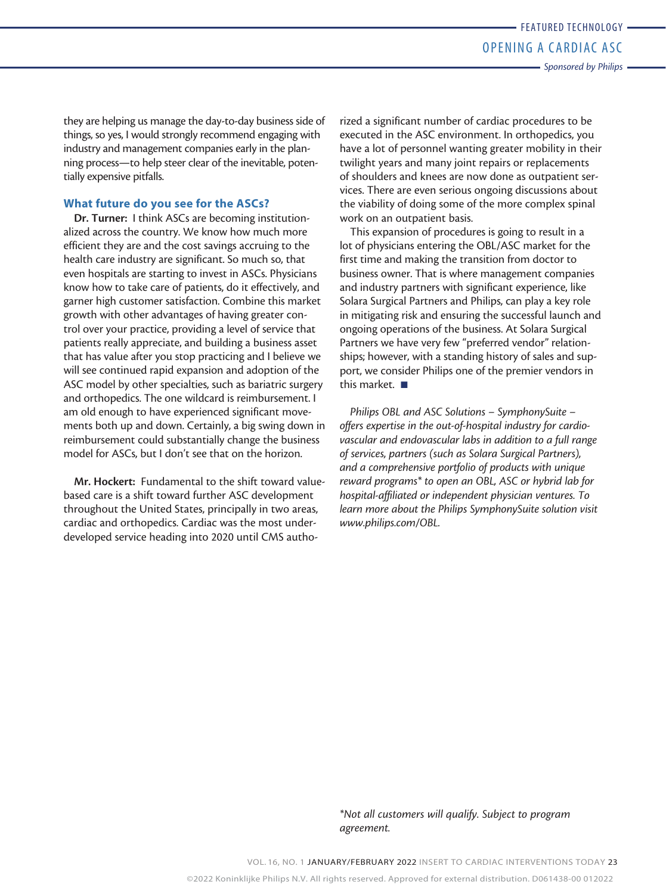they are helping us manage the day-to-day business side of things, so yes, I would strongly recommend engaging with industry and management companies early in the planning process—to help steer clear of the inevitable, potentially expensive pitfalls.

### What future do you see for the ASCs?

**Dr. Turner:** I think ASCs are becoming institutionalized across the country. We know how much more efficient they are and the cost savings accruing to the health care industry are significant. So much so, that even hospitals are starting to invest in ASCs. Physicians know how to take care of patients, do it effectively, and garner high customer satisfaction. Combine this market growth with other advantages of having greater control over your practice, providing a level of service that patients really appreciate, and building a business asset that has value after you stop practicing and I believe we will see continued rapid expansion and adoption of the ASC model by other specialties, such as bariatric surgery and orthopedics. The one wildcard is reimbursement. I am old enough to have experienced significant movements both up and down. Certainly, a big swing down in reimbursement could substantially change the business model for ASCs, but I don't see that on the horizon.

**Mr. Hockert:** Fundamental to the shift toward value-based care is a shift toward further ASC development throughout the United States, principally in two areas, cardiac and orthopedics. Cardiac was the most underdeveloped service heading into 2020 until CMS authorized a significant number of cardiac procedures to be executed in the ASC environment. In orthopedics, you have a lot of personnel wanting greater mobility in their twilight years and many joint repairs or replacements of shoulders and knees are now done as outpatient services. There are even serious ongoing discussions about the viability of doing some of the more complex spinal work on an outpatient basis.

This expansion of procedures is going to result in a lot of physicians entering the OBL/ASC market for the first time and making the transition from doctor to business owner. That is where management companies and industry partners with significant experience, like Solara Surgical Partners and Philips, can play a key role in mitigating risk and ensuring the successful launch and ongoing operations of the business. At Solara Surgical Partners we have very few "preferred vendor" relationships; however, with a standing history of sales and support, we consider Philips one of the premier vendors in this market. ■

*Philips OBL and ASC Solutions – SymphonySuite – offers expertise in the out-of-hospital industry for cardiovascular and endovascular labs in addition to a full range of services, partners (such as Solara Surgical Partners), and a comprehensive portfolio of products with unique reward programs* to open an OBL, ASC or hybrid lab for hospital-affiliated or independent physician ventures. To learn more about the Philips SymphonySuite solution visit www.philips.com/OBL.*

**Not all customers will qualify. Subject to program agreement.*

©2022 Koninklijke Philips N.V. All rights reserved. Approved for external distribution. D061438-00 012022